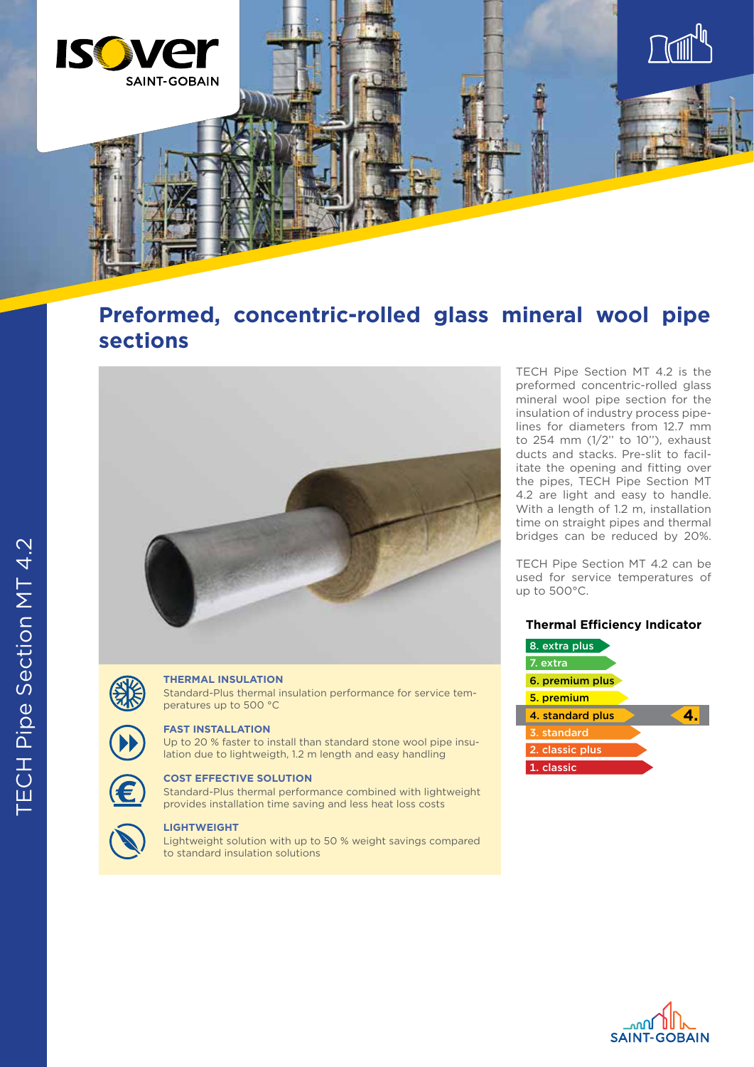# Preformed, concentric-rolled glass mineral wool pipe sections

TECH Pipe Section MT 4.2 is the preformed concentric-rolled glass mineral wool pipe section for the insulation of industry process pipelines for diameters from 12.7 mm to 254 mm (1/2'' to 10''), exhaust ducts and stacks. Pre-slit to facilitate the opening and fitting over the pipes, TECH Pipe Section MT 4.2 are light and easy to handle. With a length of 1.2 m, installation time on straight pipes and thermal bridges can be reduced by 20%.

TECH Pipe Section MT 4.2 can be used for service temperatures of up to 500°C.

**THERMAL INSULATION**
Standard-Plus thermal insulation performance for service temperatures up to 500 °C

**FAST INSTALLATION**
Up to 20 % faster to install than standard stone wool pipe insulation due to lightweigth, 1.2 m length and easy handling

**COST EFFECTIVE SOLUTION**
Standard-Plus thermal performance combined with lightweight provides installation time saving and less heat loss costs

**LIGHTWEIGHT**
Lightweight solution with up to 50 % weight savings compared to standard insulation solutions

### Thermal Efficiency Indicator

- 8. extra plus
- 7. extra
- 6. premium plus
- 5. premium
- 4. standard plus — **4.**
- 3. standard
- 2. classic plus
- 1. classic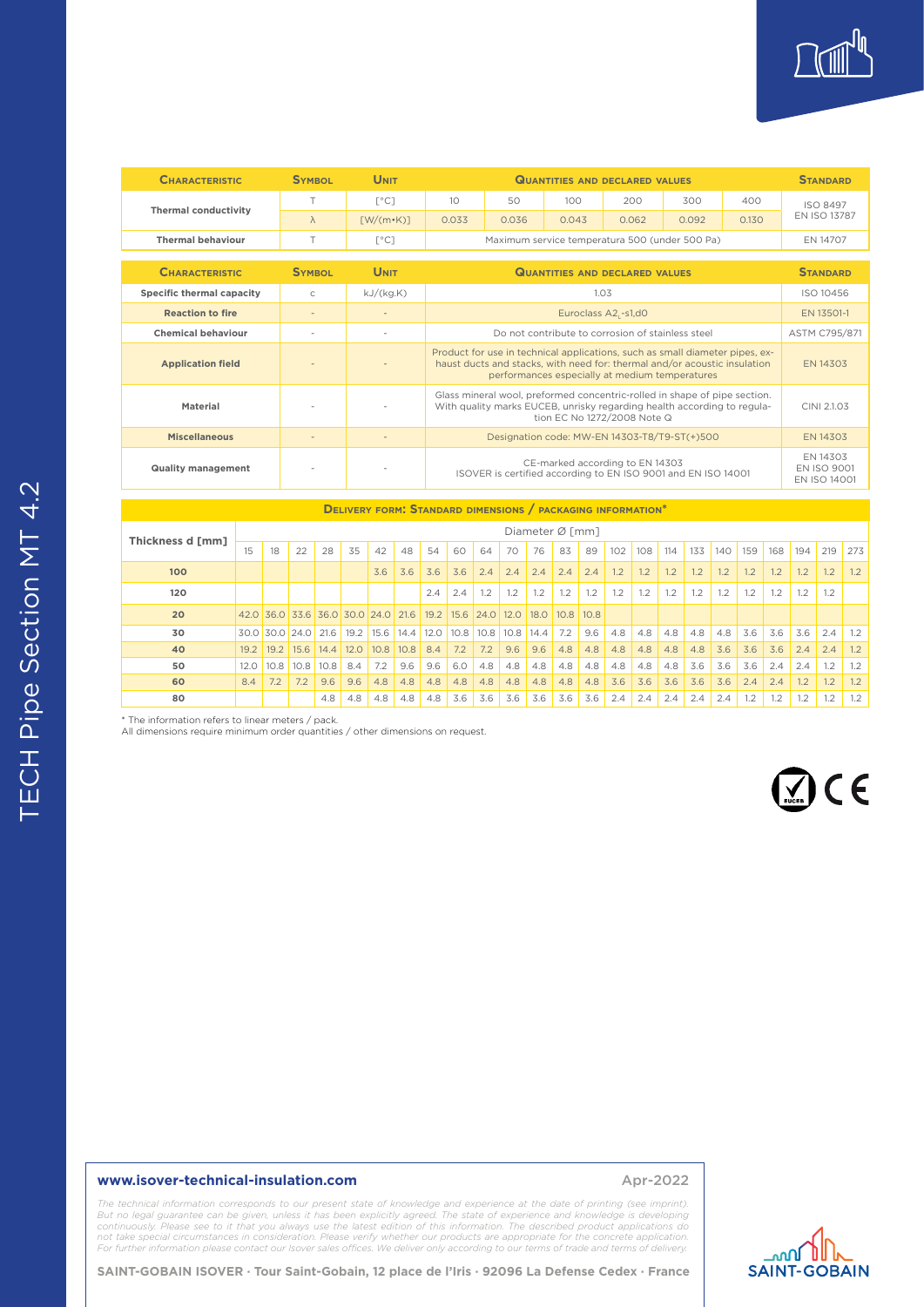# TECH Pipe Section MT 4.2

| Characteristic | Symbol | Unit | Quantities and declared values | | | | | | Standard |
|---|---|---|---|---|---|---|---|---|---|
| Thermal conductivity | T | [°C] | 10 | 50 | 100 | 200 | 300 | 400 | ISO 8497 EN ISO 13787 |
| | λ | [W/(m•K)] | 0.033 | 0.036 | 0.043 | 0.062 | 0.092 | 0.130 | |
| Thermal behaviour | T | [°C] | Maximum service temperatura 500 (under 500 Pa) | | | | | | EN 14707 |

| Characteristic | Symbol | Unit | Quantities and declared values | Standard |
|---|---|---|---|---|
| Specific thermal capacity | c | kJ/(kg.K) | 1.03 | ISO 10456 |
| Reaction to fire | - | - | Euroclass $A2_L$-s1,d0 | EN 13501-1 |
| Chemical behaviour | - | - | Do not contribute to corrosion of stainless steel | ASTM C795/871 |
| Application field | - | - | Product for use in technical applications, such as small diameter pipes, exhaust ducts and stacks, with need for: thermal and/or acoustic insulation performances especially at medium temperatures | EN 14303 |
| Material | - | - | Glass mineral wool, preformed concentric-rolled in shape of pipe section. With quality marks EUCEB, unrisky regarding health according to regulation EC No 1272/2008 Note Q | CINI 2.1.03 |
| Miscellaneous | - | - | Designation code: MW-EN 14303-T8/T9-ST(+)500 | EN 14303 |
| Quality management | - | - | CE-marked according to EN 14303<br>ISOVER is certified according to EN ISO 9001 and EN ISO 14001 | EN 14303<br>EN ISO 9001<br>EN ISO 14001 |

## Delivery form: Standard dimensions / packaging information*

| Thickness d [mm] | Diameter Ø [mm] | | | | | | | | | | | | | | | | | | | | | | | |
|---|---|---|---|---|---|---|---|---|---|---|---|---|---|---|---|---|---|---|---|---|---|---|---|---|
| | 15 | 18 | 22 | 28 | 35 | 42 | 48 | 54 | 60 | 64 | 70 | 76 | 83 | 89 | 102 | 108 | 114 | 133 | 140 | 159 | 168 | 194 | 219 | 273 |
| 100 | | | | | | 3.6 | 3.6 | 3.6 | 3.6 | 2.4 | 2.4 | 2.4 | 2.4 | 2.4 | 1.2 | 1.2 | 1.2 | 1.2 | 1.2 | 1.2 | 1.2 | 1.2 | 1.2 | 1.2 |
| 120 | | | | | | | | 2.4 | 2.4 | 1.2 | 1.2 | 1.2 | 1.2 | 1.2 | 1.2 | 1.2 | 1.2 | 1.2 | 1.2 | 1.2 | 1.2 | 1.2 | 1.2 | |
| 20 | 42.0 | 36.0 | 33.6 | 36.0 | 30.0 | 24.0 | 21.6 | 19.2 | 15.6 | 24.0 | 12.0 | 18.0 | 10.8 | 10.8 | | | | | | | | | | |
| 30 | 30.0 | 30.0 | 24.0 | 21.6 | 19.2 | 15.6 | 14.4 | 12.0 | 10.8 | 10.8 | 10.8 | 14.4 | 7.2 | 9.6 | 4.8 | 4.8 | 4.8 | 4.8 | 4.8 | 3.6 | 3.6 | 3.6 | 2.4 | 1.2 |
| 40 | 19.2 | 19.2 | 15.6 | 14.4 | 12.0 | 10.8 | 10.8 | 8.4 | 7.2 | 7.2 | 9.6 | 9.6 | 4.8 | 4.8 | 4.8 | 4.8 | 4.8 | 4.8 | 3.6 | 3.6 | 3.6 | 2.4 | 2.4 | 1.2 |
| 50 | 12.0 | 10.8 | 10.8 | 10.8 | 8.4 | 7.2 | 9.6 | 9.6 | 6.0 | 4.8 | 4.8 | 4.8 | 4.8 | 4.8 | 4.8 | 4.8 | 4.8 | 3.6 | 3.6 | 3.6 | 2.4 | 2.4 | 1.2 | 1.2 |
| 60 | 8.4 | 7.2 | 7.2 | 9.6 | 9.6 | 4.8 | 4.8 | 4.8 | 4.8 | 4.8 | 4.8 | 4.8 | 4.8 | 4.8 | 3.6 | 3.6 | 3.6 | 3.6 | 3.6 | 2.4 | 2.4 | 1.2 | 1.2 | 1.2 |
| 80 | | | | 4.8 | 4.8 | 4.8 | 4.8 | 4.8 | 3.6 | 3.6 | 3.6 | 3.6 | 3.6 | 3.6 | 2.4 | 2.4 | 2.4 | 2.4 | 2.4 | 1.2 | 1.2 | 1.2 | 1.2 | 1.2 |

* The information refers to linear meters / pack.
All dimensions require minimum order quantities / other dimensions on request.

**www.isover-technical-insulation.com** Apr-2022

*The technical information corresponds to our present state of knowledge and experience at the date of printing (see imprint). But no legal guarantee can be given, unless it has been explicitly agreed. The state of experience and knowledge is developing continuously. Please see to it that you always use the latest edition of this information. The described product applications do not take special circumstances in consideration. Please verify whether our products are appropriate for the concrete application. For further information please contact our Isover sales offices. We deliver only according to our terms of trade and terms of delivery.*

**SAINT-GOBAIN ISOVER · Tour Saint-Gobain, 12 place de l'Iris · 92096 La Defense Cedex · France**